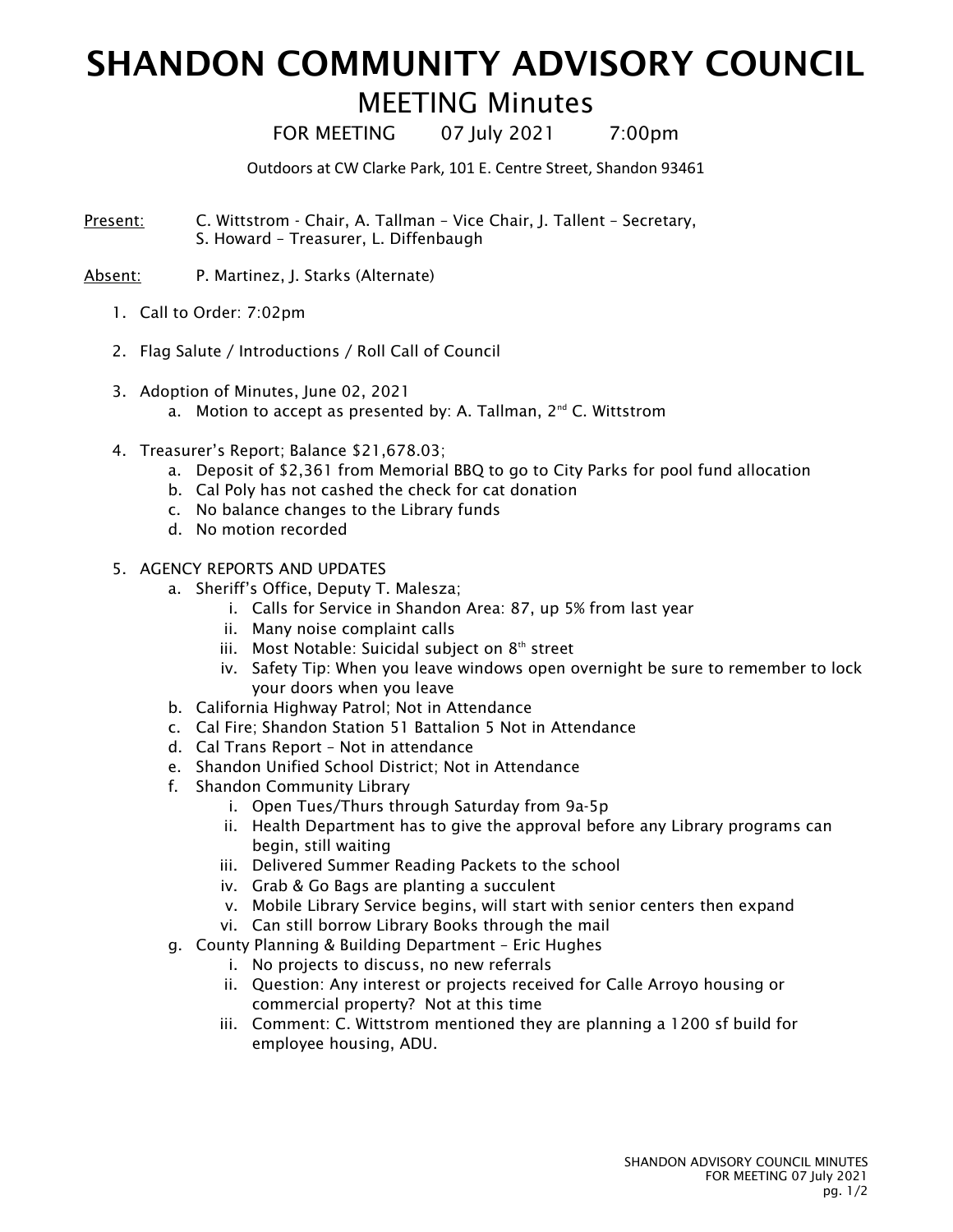# SHANDON COMMUNITY ADVISORY COUNCIL

## MEETING Minutes

FOR MEETING 07 July 2021 7:00pm

Outdoors at CW Clarke Park, 101 E. Centre Street, Shandon 93461

Present: C. Wittstrom - Chair, A. Tallman – Vice Chair, J. Tallent – Secretary, S. Howard – Treasurer, L. Diffenbaugh

Absent: P. Martinez, J. Starks (Alternate)

1. Call to Order: 7:02pm

2. Flag Salute / Introductions / Roll Call of Council

3. Adoption of Minutes, June 02, 2021
   a. Motion to accept as presented by: A. Tallman, 2nd C. Wittstrom

4. Treasurer's Report; Balance $21,678.03;
   a. Deposit of $2,361 from Memorial BBQ to go to City Parks for pool fund allocation
   b. Cal Poly has not cashed the check for cat donation
   c. No balance changes to the Library funds
   d. No motion recorded

5. AGENCY REPORTS AND UPDATES
   a. Sheriff's Office, Deputy T. Malesza;
      i. Calls for Service in Shandon Area: 87, up 5% from last year
      ii. Many noise complaint calls
      iii. Most Notable: Suicidal subject on 8th street
      iv. Safety Tip: When you leave windows open overnight be sure to remember to lock your doors when you leave
   b. California Highway Patrol; Not in Attendance
   c. Cal Fire; Shandon Station 51 Battalion 5 Not in Attendance
   d. Cal Trans Report – Not in attendance
   e. Shandon Unified School District; Not in Attendance
   f. Shandon Community Library
      i. Open Tues/Thurs through Saturday from 9a-5p
      ii. Health Department has to give the approval before any Library programs can begin, still waiting
      iii. Delivered Summer Reading Packets to the school
      iv. Grab & Go Bags are planting a succulent
      v. Mobile Library Service begins, will start with senior centers then expand
      vi. Can still borrow Library Books through the mail
   g. County Planning & Building Department – Eric Hughes
      i. No projects to discuss, no new referrals
      ii. Question: Any interest or projects received for Calle Arroyo housing or commercial property? Not at this time
      iii. Comment: C. Wittstrom mentioned they are planning a 1200 sf build for employee housing, ADU.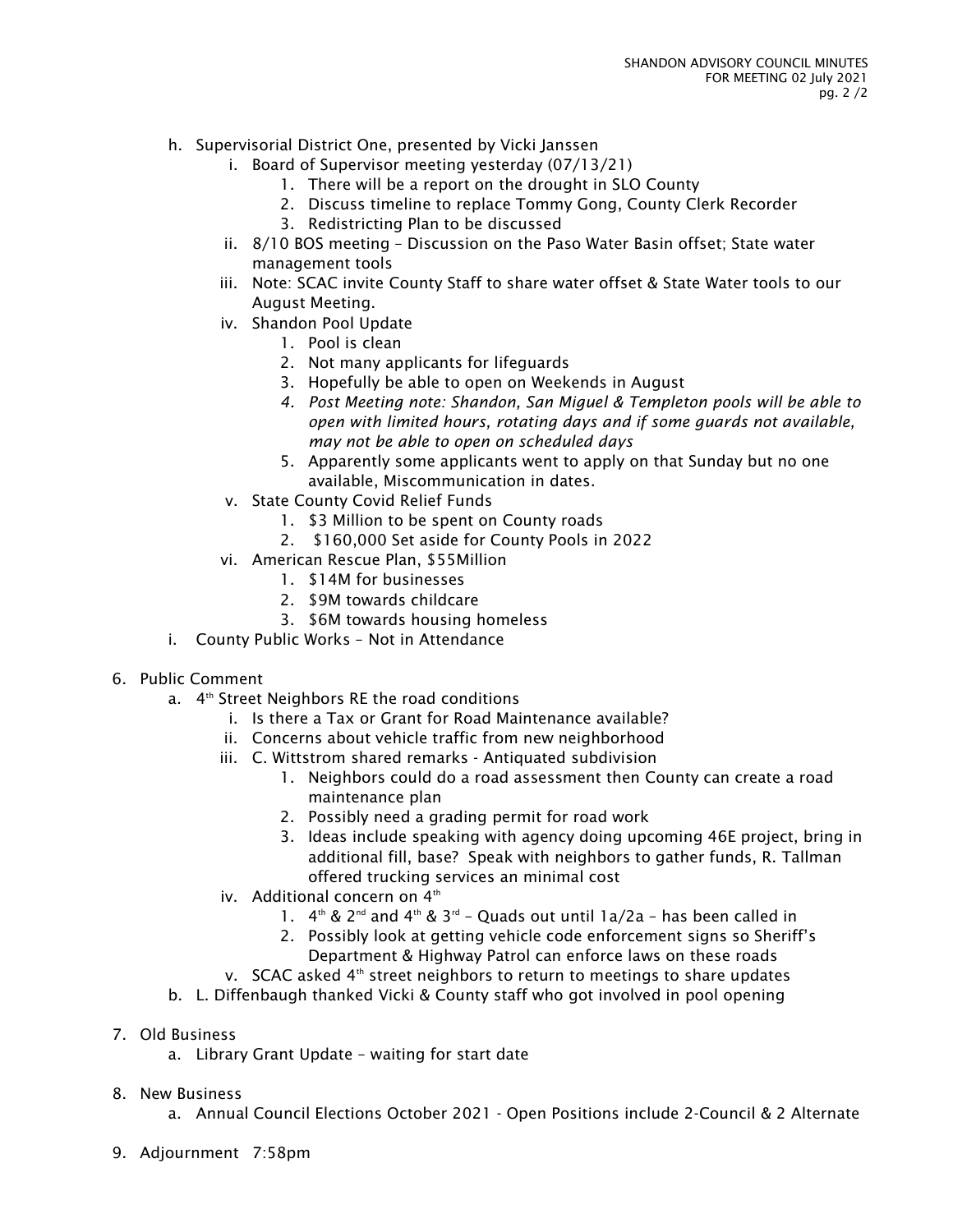h. Supervisorial District One, presented by Vicki Janssen
    i. Board of Supervisor meeting yesterday (07/13/21)
        1. There will be a report on the drought in SLO County
        2. Discuss timeline to replace Tommy Gong, County Clerk Recorder
        3. Redistricting Plan to be discussed
    ii. 8/10 BOS meeting – Discussion on the Paso Water Basin offset; State water management tools
    iii. Note: SCAC invite County Staff to share water offset & State Water tools to our August Meeting.
    iv. Shandon Pool Update
        1. Pool is clean
        2. Not many applicants for lifeguards
        3. Hopefully be able to open on Weekends in August
        4. *Post Meeting note: Shandon, San Miguel & Templeton pools will be able to open with limited hours, rotating days and if some guards not available, may not be able to open on scheduled days*
        5. Apparently some applicants went to apply on that Sunday but no one available, Miscommunication in dates.
    v. State County Covid Relief Funds
        1. \$3 Million to be spent on County roads
        2. \$160,000 Set aside for County Pools in 2022
    vi. American Rescue Plan, \$55Million
        1. \$14M for businesses
        2. \$9M towards childcare
        3. \$6M towards housing homeless

i. County Public Works – Not in Attendance

6. Public Comment
    a. 4th Street Neighbors RE the road conditions
        i. Is there a Tax or Grant for Road Maintenance available?
        ii. Concerns about vehicle traffic from new neighborhood
        iii. C. Wittstrom shared remarks - Antiquated subdivision
            1. Neighbors could do a road assessment then County can create a road maintenance plan
            2. Possibly need a grading permit for road work
            3. Ideas include speaking with agency doing upcoming 46E project, bring in additional fill, base? Speak with neighbors to gather funds, R. Tallman offered trucking services an minimal cost
        iv. Additional concern on 4th
            1. 4th & 2nd and 4th & 3rd – Quads out until 1a/2a – has been called in
            2. Possibly look at getting vehicle code enforcement signs so Sheriff's Department & Highway Patrol can enforce laws on these roads
        v. SCAC asked 4th street neighbors to return to meetings to share updates
    b. L. Diffenbaugh thanked Vicki & County staff who got involved in pool opening

7. Old Business
    a. Library Grant Update – waiting for start date

8. New Business
    a. Annual Council Elections October 2021 - Open Positions include 2-Council & 2 Alternate

9. Adjournment 7:58pm